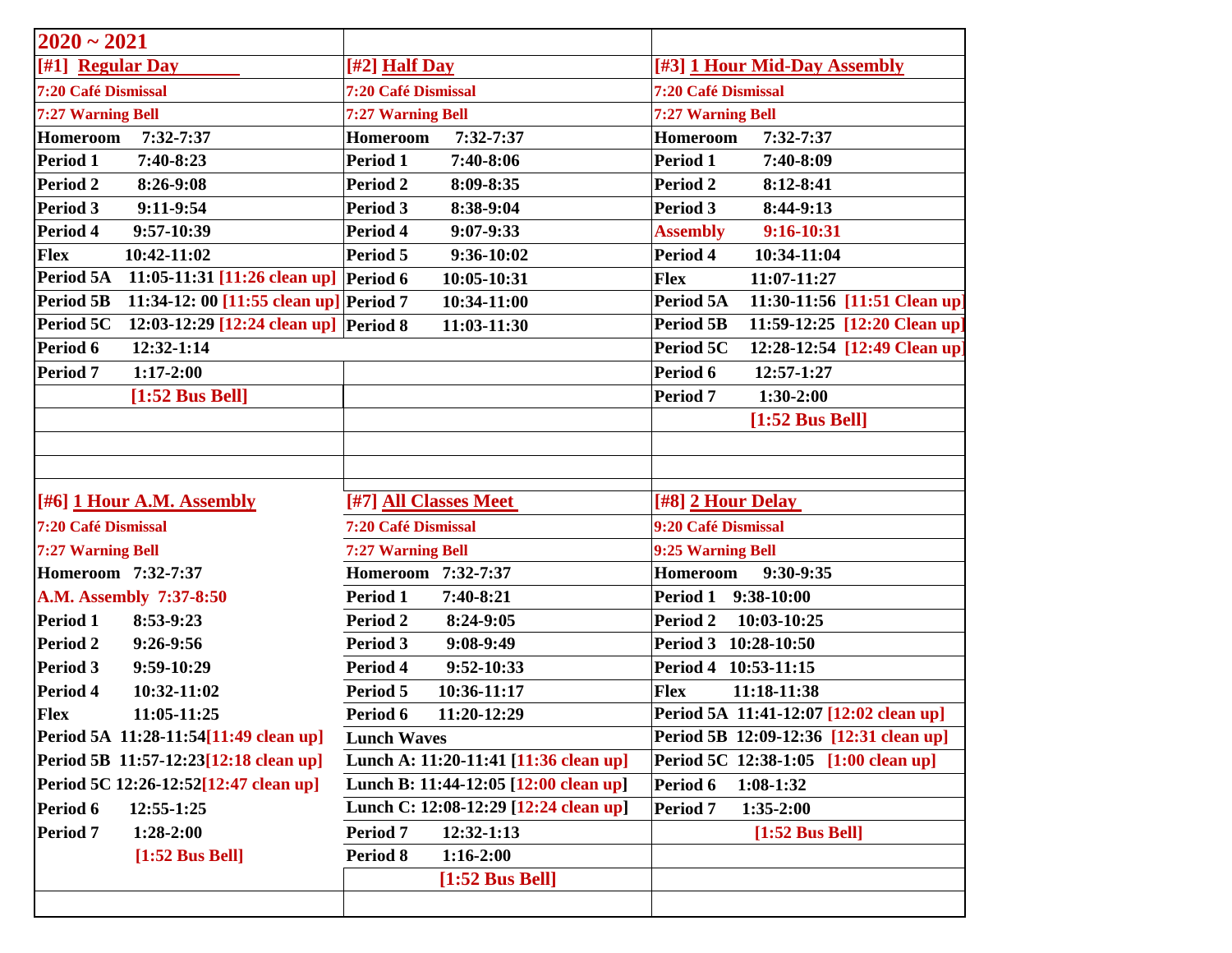# 2020 ~ 2021

| [#1] Regular Day | [#2] Half Day | [#3] 1 Hour Mid-Day Assembly |
|---|---|---|
| 7:20 Café Dismissal | 7:20 Café Dismissal | 7:20 Café Dismissal |
| 7:27 Warning Bell | 7:27 Warning Bell | 7:27 Warning Bell |
| Homeroom 7:32-7:37 | Homeroom 7:32-7:37 | Homeroom 7:32-7:37 |
| Period 1 7:40-8:23 | Period 1 7:40-8:06 | Period 1 7:40-8:09 |
| Period 2 8:26-9:08 | Period 2 8:09-8:35 | Period 2 8:12-8:41 |
| Period 3 9:11-9:54 | Period 3 8:38-9:04 | Period 3 8:44-9:13 |
| Period 4 9:57-10:39 | Period 4 9:07-9:33 | Assembly 9:16-10:31 |
| Flex 10:42-11:02 | Period 5 9:36-10:02 | Period 4 10:34-11:04 |
| Period 5A 11:05-11:31 [11:26 clean up] | Period 6 10:05-10:31 | Flex 11:07-11:27 |
| Period 5B 11:34-12: 00 [11:55 clean up] | Period 7 10:34-11:00 | Period 5A 11:30-11:56 [11:51 Clean up] |
| Period 5C 12:03-12:29 [12:24 clean up] | Period 8 11:03-11:30 | Period 5B 11:59-12:25 [12:20 Clean up] |
| Period 6 12:32-1:14 | | Period 5C 12:28-12:54 [12:49 Clean up] |
| Period 7 1:17-2:00 | | Period 6 12:57-1:27 |
| [1:52 Bus Bell] | | Period 7 1:30-2:00 |
| | | [1:52 Bus Bell] |

| [#6] 1 Hour A.M. Assembly | [#7] All Classes Meet | [#8] 2 Hour Delay |
|---|---|---|
| 7:20 Café Dismissal | 7:20 Café Dismissal | 9:20 Café Dismissal |
| 7:27 Warning Bell | 7:27 Warning Bell | 9:25 Warning Bell |
| Homeroom 7:32-7:37 | Homeroom 7:32-7:37 | Homeroom 9:30-9:35 |
| A.M. Assembly 7:37-8:50 | Period 1 7:40-8:21 | Period 1 9:38-10:00 |
| Period 1 8:53-9:23 | Period 2 8:24-9:05 | Period 2 10:03-10:25 |
| Period 2 9:26-9:56 | Period 3 9:08-9:49 | Period 3 10:28-10:50 |
| Period 3 9:59-10:29 | Period 4 9:52-10:33 | Period 4 10:53-11:15 |
| Period 4 10:32-11:02 | Period 5 10:36-11:17 | Flex 11:18-11:38 |
| Flex 11:05-11:25 | Period 6 11:20-12:29 | Period 5A 11:41-12:07 [12:02 clean up] |
| Period 5A 11:28-11:54[11:49 clean up] | Lunch Waves | Period 5B 12:09-12:36 [12:31 clean up] |
| Period 5B 11:57-12:23[12:18 clean up] | Lunch A: 11:20-11:41 [11:36 clean up] | Period 5C 12:38-1:05 [1:00 clean up] |
| Period 5C 12:26-12:52[12:47 clean up] | Lunch B: 11:44-12:05 [12:00 clean up] | Period 6 1:08-1:32 |
| Period 6 12:55-1:25 | Lunch C: 12:08-12:29 [12:24 clean up] | Period 7 1:35-2:00 |
| Period 7 1:28-2:00 | Period 7 12:32-1:13 | [1:52 Bus Bell] |
| [1:52 Bus Bell] | Period 8 1:16-2:00 | |
| | [1:52 Bus Bell] | |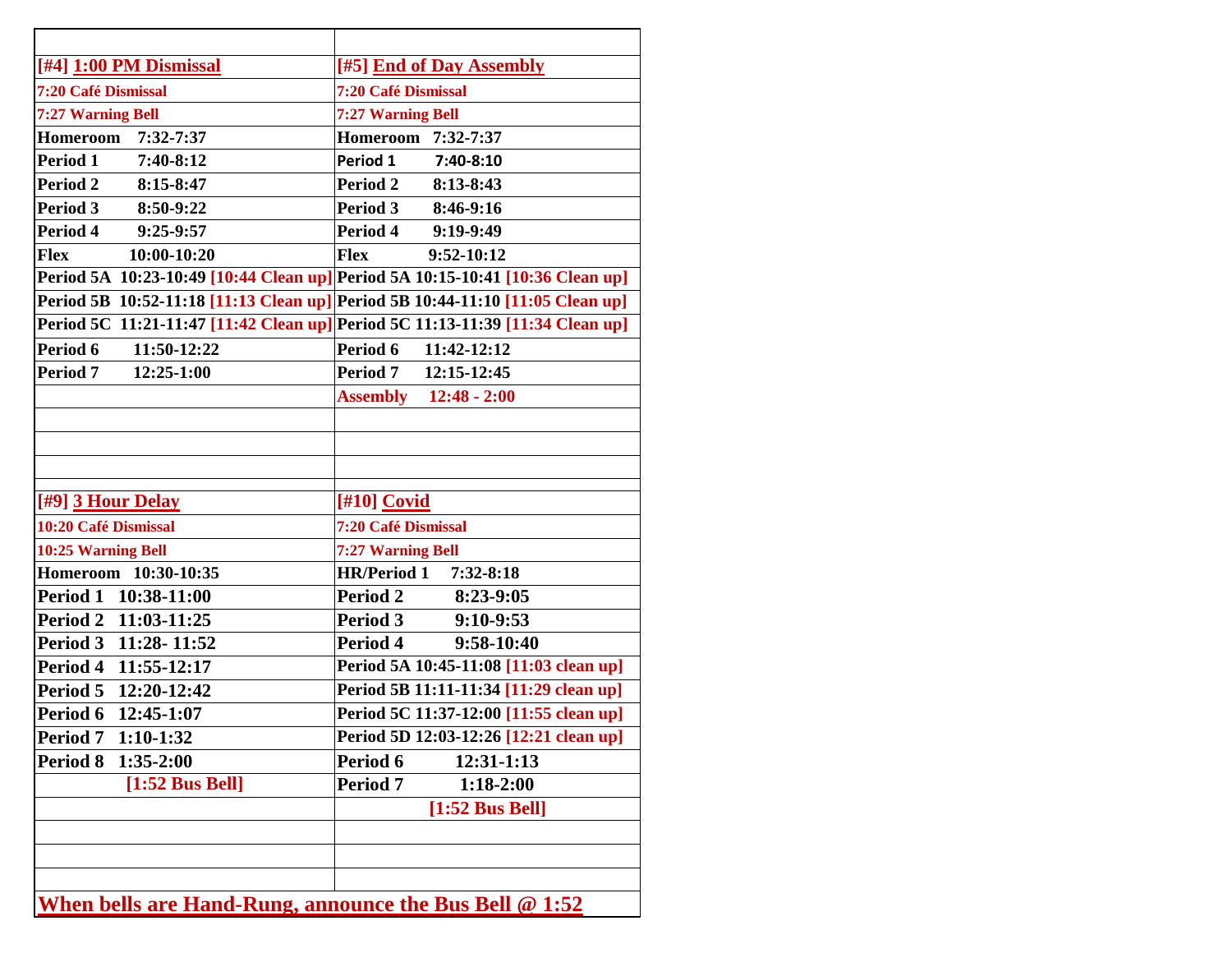| | |
|---|---|
| **[#4] 1:00 PM Dismissal** | **[#5] End of Day Assembly** |
| **7:20 Café Dismissal** | **7:20 Café Dismissal** |
| **7:27 Warning Bell** | **7:27 Warning Bell** |
| **Homeroom 7:32-7:37** | **Homeroom 7:32-7:37** |
| **Period 1 7:40-8:12** | **Period 1 7:40-8:10** |
| **Period 2 8:15-8:47** | **Period 2 8:13-8:43** |
| **Period 3 8:50-9:22** | **Period 3 8:46-9:16** |
| **Period 4 9:25-9:57** | **Period 4 9:19-9:49** |
| **Flex 10:00-10:20** | **Flex 9:52-10:12** |
| **Period 5A 10:23-10:49 [10:44 Clean up]** | **Period 5A 10:15-10:41 [10:36 Clean up]** |
| **Period 5B 10:52-11:18 [11:13 Clean up]** | **Period 5B 10:44-11:10 [11:05 Clean up]** |
| **Period 5C 11:21-11:47 [11:42 Clean up]** | **Period 5C 11:13-11:39 [11:34 Clean up]** |
| **Period 6 11:50-12:22** | **Period 6 11:42-12:12** |
| **Period 7 12:25-1:00** | **Period 7 12:15-12:45** |
| | **Assembly 12:48 - 2:00** |
| | |
| | |
| | |
| **[#9] 3 Hour Delay** | **[#10] Covid** |
| **10:20 Café Dismissal** | **7:20 Café Dismissal** |
| **10:25 Warning Bell** | **7:27 Warning Bell** |
| **Homeroom 10:30-10:35** | **HR/Period 1 7:32-8:18** |
| **Period 1 10:38-11:00** | **Period 2 8:23-9:05** |
| **Period 2 11:03-11:25** | **Period 3 9:10-9:53** |
| **Period 3 11:28- 11:52** | **Period 4 9:58-10:40** |
| **Period 4 11:55-12:17** | **Period 5A 10:45-11:08 [11:03 clean up]** |
| **Period 5 12:20-12:42** | **Period 5B 11:11-11:34 [11:29 clean up]** |
| **Period 6 12:45-1:07** | **Period 5C 11:37-12:00 [11:55 clean up]** |
| **Period 7 1:10-1:32** | **Period 5D 12:03-12:26 [12:21 clean up]** |
| **Period 8 1:35-2:00** | **Period 6 12:31-1:13** |
| **[1:52 Bus Bell]** | **Period 7 1:18-2:00** |
| | **[1:52 Bus Bell]** |
| | |
| | |
| | |
| **When bells are Hand-Rung, announce the Bus Bell @ 1:52** | |